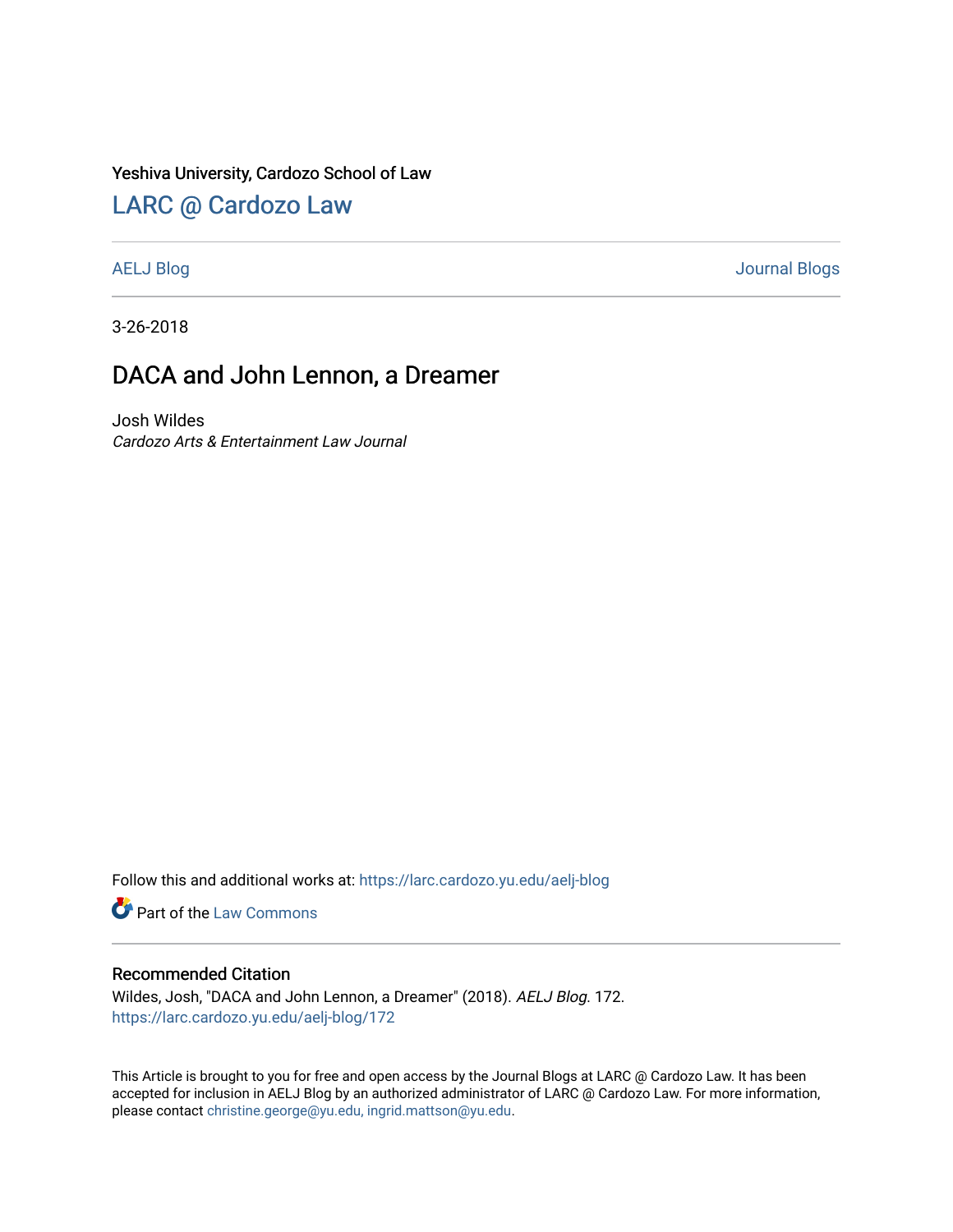Yeshiva University, Cardozo School of Law

# LARC @ Cardozo Law

AELJ Blog | Journal Blogs

3-26-2018

## DACA and John Lennon, a Dreamer

Josh Wildes

*Cardozo Arts & Entertainment Law Journal*

Follow this and additional works at: https://larc.cardozo.yu.edu/aelj-blog

Part of the Law Commons

### Recommended Citation

Wildes, Josh, "DACA and John Lennon, a Dreamer" (2018). *AELJ Blog*. 172.
https://larc.cardozo.yu.edu/aelj-blog/172

This Article is brought to you for free and open access by the Journal Blogs at LARC @ Cardozo Law. It has been accepted for inclusion in AELJ Blog by an authorized administrator of LARC @ Cardozo Law. For more information, please contact christine.george@yu.edu, ingrid.mattson@yu.edu.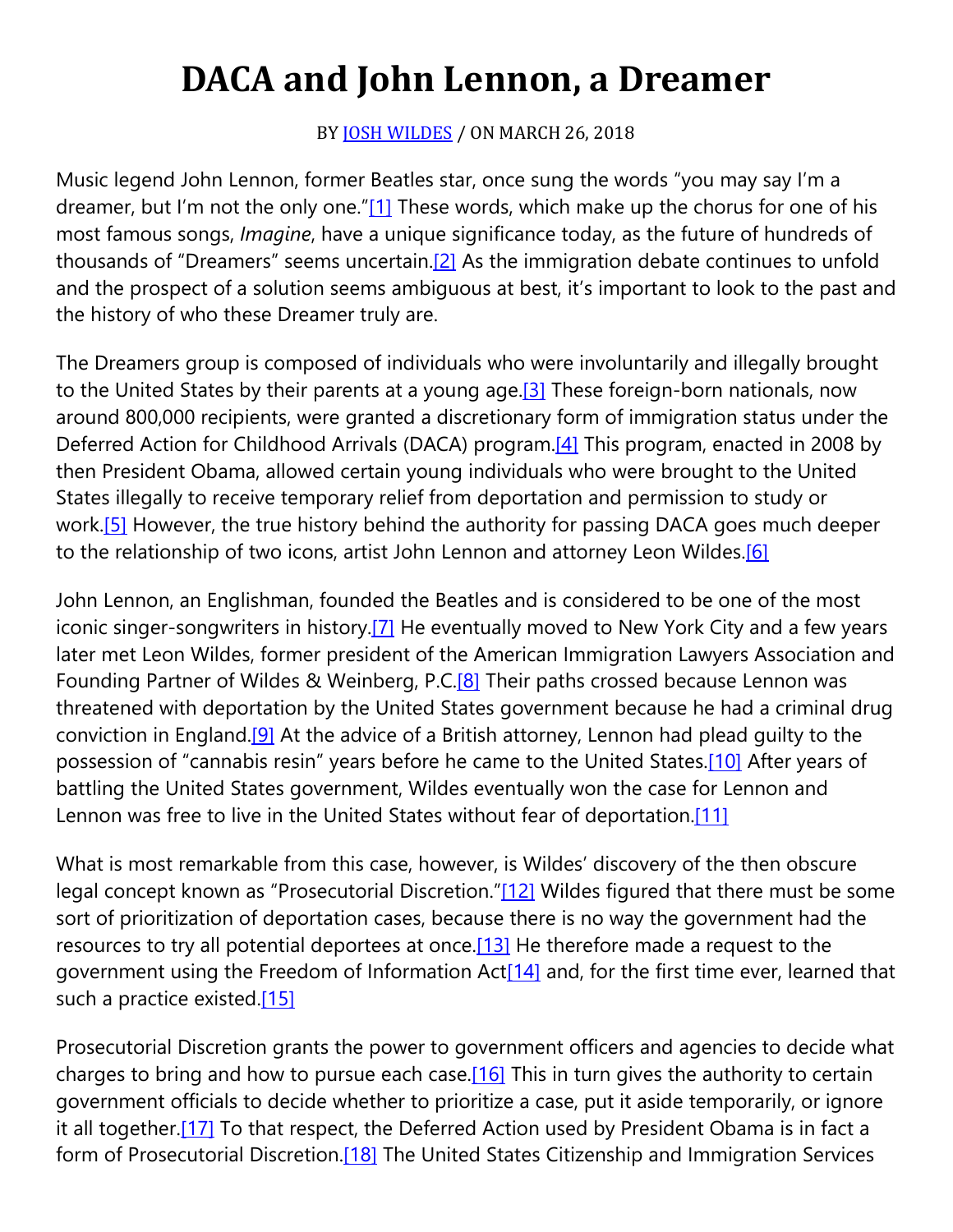# DACA and John Lennon, a Dreamer

BY JOSH WILDES / ON MARCH 26, 2018

Music legend John Lennon, former Beatles star, once sung the words "you may say I'm a dreamer, but I'm not the only one."[1] These words, which make up the chorus for one of his most famous songs, *Imagine*, have a unique significance today, as the future of hundreds of thousands of "Dreamers" seems uncertain.[2] As the immigration debate continues to unfold and the prospect of a solution seems ambiguous at best, it's important to look to the past and the history of who these Dreamer truly are.

The Dreamers group is composed of individuals who were involuntarily and illegally brought to the United States by their parents at a young age.[3] These foreign-born nationals, now around 800,000 recipients, were granted a discretionary form of immigration status under the Deferred Action for Childhood Arrivals (DACA) program.[4] This program, enacted in 2008 by then President Obama, allowed certain young individuals who were brought to the United States illegally to receive temporary relief from deportation and permission to study or work.[5] However, the true history behind the authority for passing DACA goes much deeper to the relationship of two icons, artist John Lennon and attorney Leon Wildes.[6]

John Lennon, an Englishman, founded the Beatles and is considered to be one of the most iconic singer-songwriters in history.[7] He eventually moved to New York City and a few years later met Leon Wildes, former president of the American Immigration Lawyers Association and Founding Partner of Wildes & Weinberg, P.C.[8] Their paths crossed because Lennon was threatened with deportation by the United States government because he had a criminal drug conviction in England.[9] At the advice of a British attorney, Lennon had plead guilty to the possession of "cannabis resin" years before he came to the United States.[10] After years of battling the United States government, Wildes eventually won the case for Lennon and Lennon was free to live in the United States without fear of deportation.[11]

What is most remarkable from this case, however, is Wildes' discovery of the then obscure legal concept known as "Prosecutorial Discretion."[12] Wildes figured that there must be some sort of prioritization of deportation cases, because there is no way the government had the resources to try all potential deportees at once.[13] He therefore made a request to the government using the Freedom of Information Act[14] and, for the first time ever, learned that such a practice existed.[15]

Prosecutorial Discretion grants the power to government officers and agencies to decide what charges to bring and how to pursue each case.[16] This in turn gives the authority to certain government officials to decide whether to prioritize a case, put it aside temporarily, or ignore it all together.[17] To that respect, the Deferred Action used by President Obama is in fact a form of Prosecutorial Discretion.[18] The United States Citizenship and Immigration Services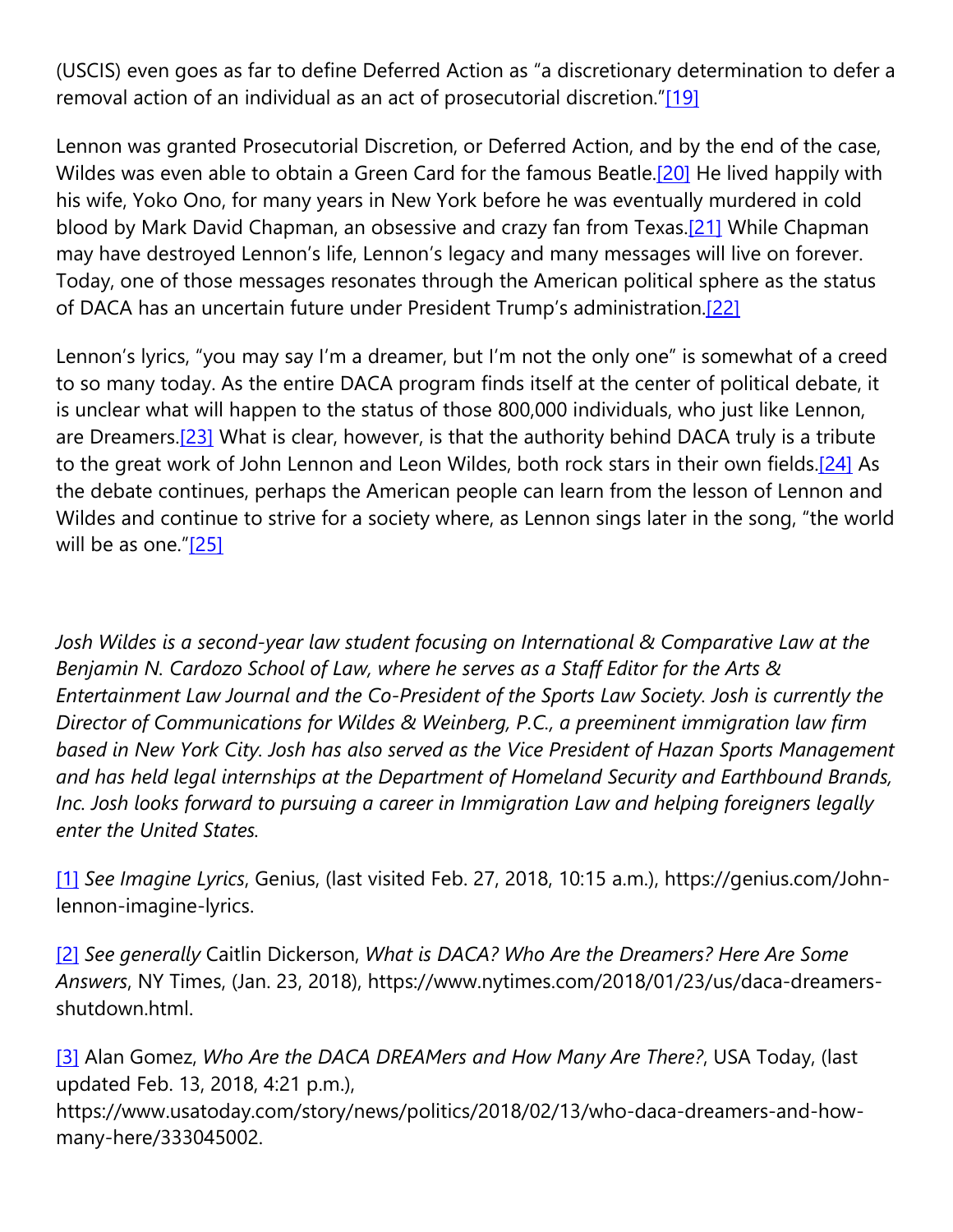(USCIS) even goes as far to define Deferred Action as "a discretionary determination to defer a removal action of an individual as an act of prosecutorial discretion."[19]

Lennon was granted Prosecutorial Discretion, or Deferred Action, and by the end of the case, Wildes was even able to obtain a Green Card for the famous Beatle.[20] He lived happily with his wife, Yoko Ono, for many years in New York before he was eventually murdered in cold blood by Mark David Chapman, an obsessive and crazy fan from Texas.[21] While Chapman may have destroyed Lennon's life, Lennon's legacy and many messages will live on forever. Today, one of those messages resonates through the American political sphere as the status of DACA has an uncertain future under President Trump's administration.[22]

Lennon's lyrics, "you may say I'm a dreamer, but I'm not the only one" is somewhat of a creed to so many today. As the entire DACA program finds itself at the center of political debate, it is unclear what will happen to the status of those 800,000 individuals, who just like Lennon, are Dreamers.[23] What is clear, however, is that the authority behind DACA truly is a tribute to the great work of John Lennon and Leon Wildes, both rock stars in their own fields.[24] As the debate continues, perhaps the American people can learn from the lesson of Lennon and Wildes and continue to strive for a society where, as Lennon sings later in the song, "the world will be as one."[25]

*Josh Wildes is a second-year law student focusing on International & Comparative Law at the Benjamin N. Cardozo School of Law, where he serves as a Staff Editor for the Arts & Entertainment Law Journal and the Co-President of the Sports Law Society. Josh is currently the Director of Communications for Wildes & Weinberg, P.C., a preeminent immigration law firm based in New York City. Josh has also served as the Vice President of Hazan Sports Management and has held legal internships at the Department of Homeland Security and Earthbound Brands, Inc. Josh looks forward to pursuing a career in Immigration Law and helping foreigners legally enter the United States.*

[1] *See Imagine Lyrics*, Genius, (last visited Feb. 27, 2018, 10:15 a.m.), https://genius.com/John-lennon-imagine-lyrics.

[2] *See generally* Caitlin Dickerson, *What is DACA? Who Are the Dreamers? Here Are Some Answers*, NY Times, (Jan. 23, 2018), https://www.nytimes.com/2018/01/23/us/daca-dreamers-shutdown.html.

[3] Alan Gomez, *Who Are the DACA DREAMers and How Many Are There?*, USA Today, (last updated Feb. 13, 2018, 4:21 p.m.), https://www.usatoday.com/story/news/politics/2018/02/13/who-daca-dreamers-and-how-many-here/333045002.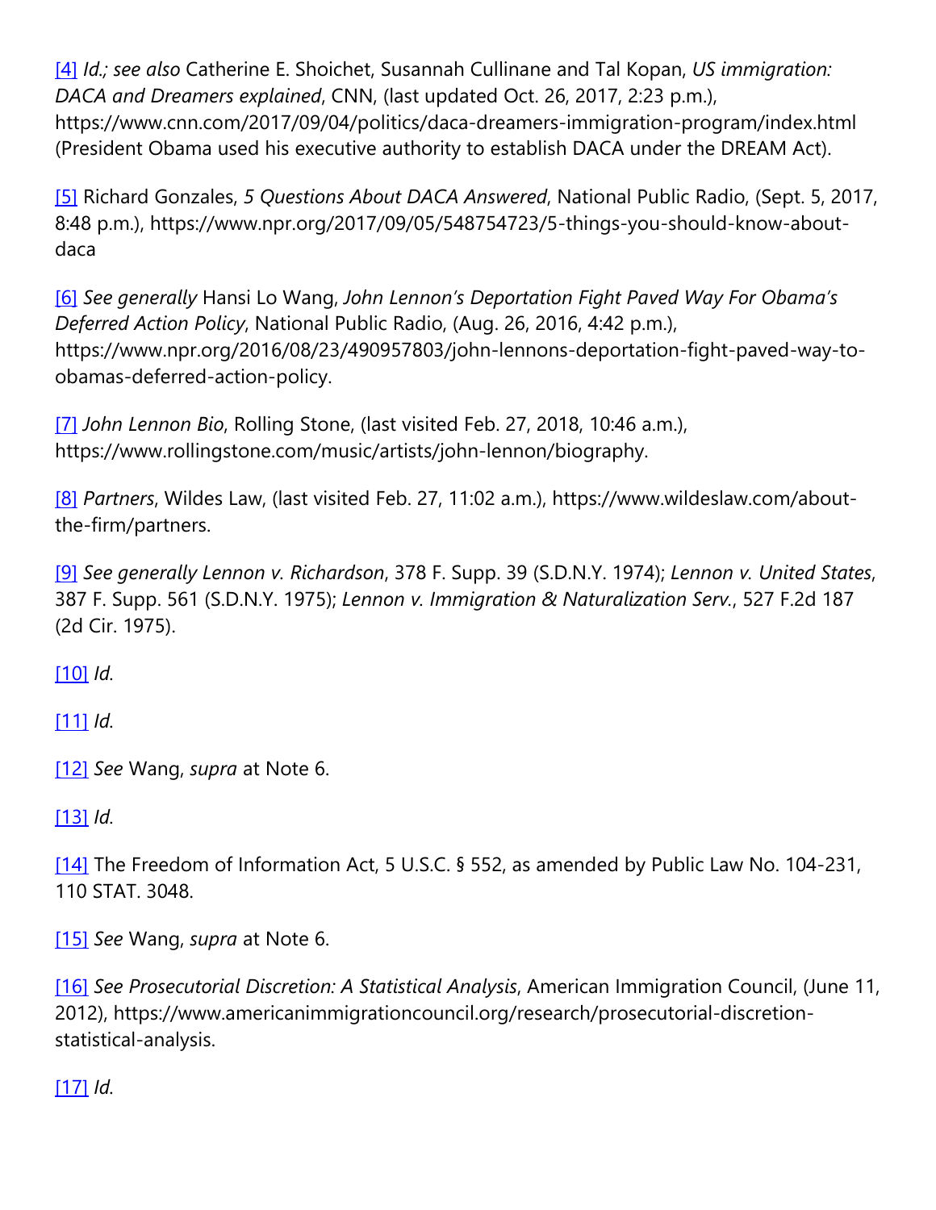[4] *Id.; see also* Catherine E. Shoichet, Susannah Cullinane and Tal Kopan, *US immigration: DACA and Dreamers explained*, CNN, (last updated Oct. 26, 2017, 2:23 p.m.), https://www.cnn.com/2017/09/04/politics/daca-dreamers-immigration-program/index.html (President Obama used his executive authority to establish DACA under the DREAM Act).

[5] Richard Gonzales, *5 Questions About DACA Answered*, National Public Radio, (Sept. 5, 2017, 8:48 p.m.), https://www.npr.org/2017/09/05/548754723/5-things-you-should-know-about-daca

[6] *See generally* Hansi Lo Wang, *John Lennon's Deportation Fight Paved Way For Obama's Deferred Action Policy*, National Public Radio, (Aug. 26, 2016, 4:42 p.m.), https://www.npr.org/2016/08/23/490957803/john-lennons-deportation-fight-paved-way-to-obamas-deferred-action-policy.

[7] *John Lennon Bio*, Rolling Stone, (last visited Feb. 27, 2018, 10:46 a.m.), https://www.rollingstone.com/music/artists/john-lennon/biography.

[8] *Partners*, Wildes Law, (last visited Feb. 27, 11:02 a.m.), https://www.wildeslaw.com/about-the-firm/partners.

[9] *See generally Lennon v. Richardson*, 378 F. Supp. 39 (S.D.N.Y. 1974); *Lennon v. United States*, 387 F. Supp. 561 (S.D.N.Y. 1975); *Lennon v. Immigration & Naturalization Serv.*, 527 F.2d 187 (2d Cir. 1975).

[10] *Id.*

[11] *Id.*

[12] *See* Wang, *supra* at Note 6.

[13] *Id.*

[14] The Freedom of Information Act, 5 U.S.C. § 552, as amended by Public Law No. 104-231, 110 STAT. 3048.

[15] *See* Wang, *supra* at Note 6.

[16] *See Prosecutorial Discretion: A Statistical Analysis*, American Immigration Council, (June 11, 2012), https://www.americanimmigrationcouncil.org/research/prosecutorial-discretion-statistical-analysis.

[17] *Id.*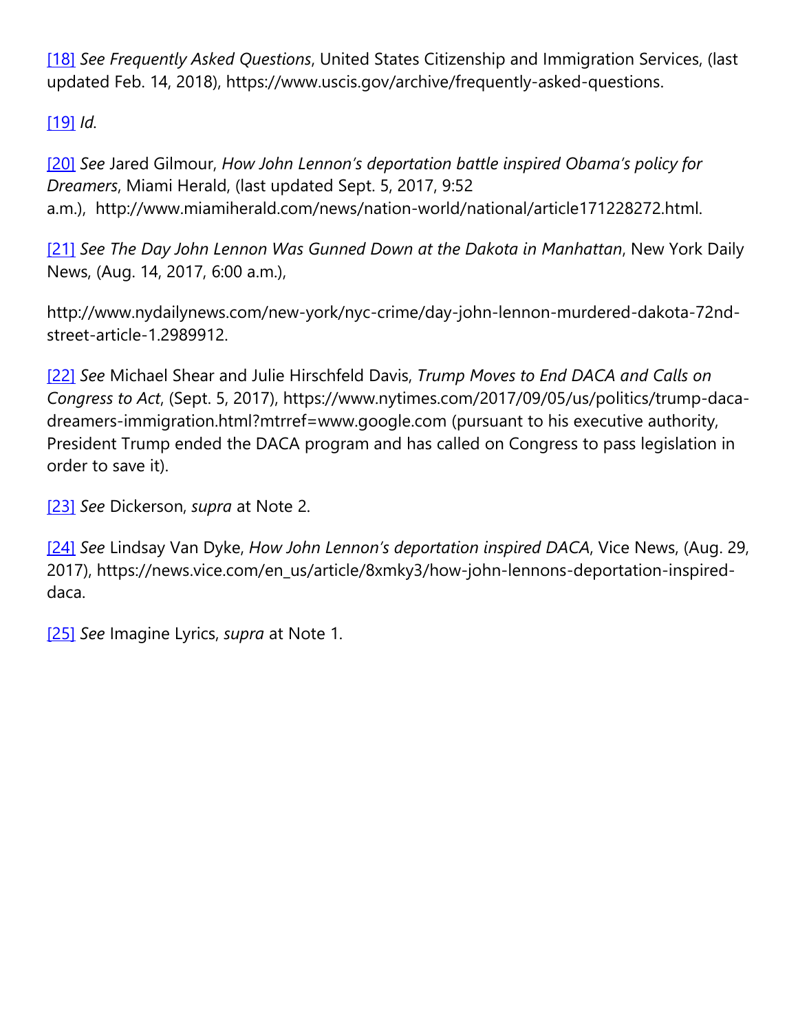[18] *See Frequently Asked Questions*, United States Citizenship and Immigration Services, (last updated Feb. 14, 2018), https://www.uscis.gov/archive/frequently-asked-questions.

[19] *Id.*

[20] *See* Jared Gilmour, *How John Lennon's deportation battle inspired Obama's policy for Dreamers*, Miami Herald, (last updated Sept. 5, 2017, 9:52 a.m.), http://www.miamiherald.com/news/nation-world/national/article171228272.html.

[21] *See The Day John Lennon Was Gunned Down at the Dakota in Manhattan*, New York Daily News, (Aug. 14, 2017, 6:00 a.m.),

http://www.nydailynews.com/new-york/nyc-crime/day-john-lennon-murdered-dakota-72nd-street-article-1.2989912.

[22] *See* Michael Shear and Julie Hirschfeld Davis, *Trump Moves to End DACA and Calls on Congress to Act*, (Sept. 5, 2017), https://www.nytimes.com/2017/09/05/us/politics/trump-daca-dreamers-immigration.html?mtrref=www.google.com (pursuant to his executive authority, President Trump ended the DACA program and has called on Congress to pass legislation in order to save it).

[23] *See* Dickerson, *supra* at Note 2.

[24] *See* Lindsay Van Dyke, *How John Lennon's deportation inspired DACA*, Vice News, (Aug. 29, 2017), https://news.vice.com/en_us/article/8xmky3/how-john-lennons-deportation-inspired-daca.

[25] *See* Imagine Lyrics, *supra* at Note 1.